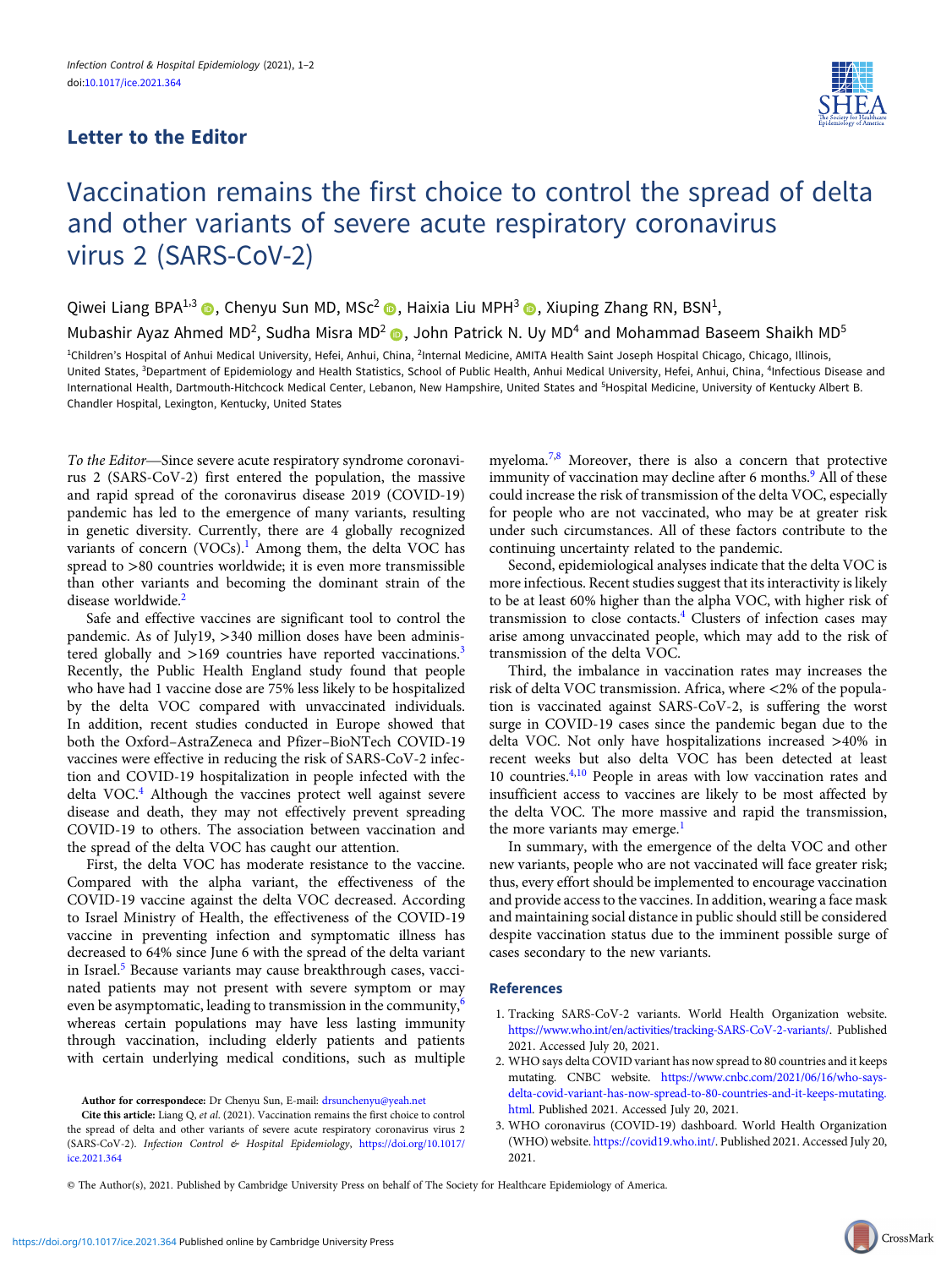## Letter to the Editor

# Vaccination remains the first choice to control the spread of delta and other variants of severe acute respiratory coronavirus virus 2 (SARS-CoV-2)

Qiwei Liang BPA[1,3], Chenyu Sun MD, MSc[2], Haixia Liu MPH[3], Xiuping Zhang RN, BSN[1], Mubashir Ayaz Ahmed MD[2], Sudha Misra MD[2], John Patrick N. Uy MD[4] and Mohammad Baseem Shaikh MD[5]

[1]Children's Hospital of Anhui Medical University, Hefei, Anhui, China, [2]Internal Medicine, AMITA Health Saint Joseph Hospital Chicago, Chicago, Illinois, United States, [3]Department of Epidemiology and Health Statistics, School of Public Health, Anhui Medical University, Hefei, Anhui, China, [4]Infectious Disease and International Health, Dartmouth-Hitchcock Medical Center, Lebanon, New Hampshire, United States and [5]Hospital Medicine, University of Kentucky Albert B. Chandler Hospital, Lexington, Kentucky, United States

*To the Editor*—Since severe acute respiratory syndrome coronavirus 2 (SARS-CoV-2) first entered the population, the massive and rapid spread of the coronavirus disease 2019 (COVID-19) pandemic has led to the emergence of many variants, resulting in genetic diversity. Currently, there are 4 globally recognized variants of concern (VOCs).[1] Among them, the delta VOC has spread to >80 countries worldwide; it is even more transmissible than other variants and becoming the dominant strain of the disease worldwide.[2]

Safe and effective vaccines are significant tool to control the pandemic. As of July19, >340 million doses have been administered globally and >169 countries have reported vaccinations.[3] Recently, the Public Health England study found that people who have had 1 vaccine dose are 75% less likely to be hospitalized by the delta VOC compared with unvaccinated individuals. In addition, recent studies conducted in Europe showed that both the Oxford–AstraZeneca and Pfizer–BioNTech COVID-19 vaccines were effective in reducing the risk of SARS-CoV-2 infection and COVID-19 hospitalization in people infected with the delta VOC.[4] Although the vaccines protect well against severe disease and death, they may not effectively prevent spreading COVID-19 to others. The association between vaccination and the spread of the delta VOC has caught our attention.

First, the delta VOC has moderate resistance to the vaccine. Compared with the alpha variant, the effectiveness of the COVID-19 vaccine against the delta VOC decreased. According to Israel Ministry of Health, the effectiveness of the COVID-19 vaccine in preventing infection and symptomatic illness has decreased to 64% since June 6 with the spread of the delta variant in Israel.[5] Because variants may cause breakthrough cases, vaccinated patients may not present with severe symptom or may even be asymptomatic, leading to transmission in the community,[6] whereas certain populations may have less lasting immunity through vaccination, including elderly patients and patients with certain underlying medical conditions, such as multiple myeloma.[7,8] Moreover, there is also a concern that protective immunity of vaccination may decline after 6 months.[9] All of these could increase the risk of transmission of the delta VOC, especially for people who are not vaccinated, who may be at greater risk under such circumstances. All of these factors contribute to the continuing uncertainty related to the pandemic.

Second, epidemiological analyses indicate that the delta VOC is more infectious. Recent studies suggest that its interactivity is likely to be at least 60% higher than the alpha VOC, with higher risk of transmission to close contacts.[4] Clusters of infection cases may arise among unvaccinated people, which may add to the risk of transmission of the delta VOC.

Third, the imbalance in vaccination rates may increases the risk of delta VOC transmission. Africa, where <2% of the population is vaccinated against SARS-CoV-2, is suffering the worst surge in COVID-19 cases since the pandemic began due to the delta VOC. Not only have hospitalizations increased >40% in recent weeks but also delta VOC has been detected at least 10 countries.[4,10] People in areas with low vaccination rates and insufficient access to vaccines are likely to be most affected by the delta VOC. The more massive and rapid the transmission, the more variants may emerge.[1]

In summary, with the emergence of the delta VOC and other new variants, people who are not vaccinated will face greater risk; thus, every effort should be implemented to encourage vaccination and provide access to the vaccines. In addition, wearing a face mask and maintaining social distance in public should still be considered despite vaccination status due to the imminent possible surge of cases secondary to the new variants.

**Author for correspondece:** Dr Chenyu Sun, E-mail: drsunchenyu@yeah.net

**Cite this article:** Liang Q, *et al.* (2021). Vaccination remains the first choice to control the spread of delta and other variants of severe acute respiratory coronavirus virus 2 (SARS-CoV-2). *Infection Control & Hospital Epidemiology*, https://doi.org/10.1017/ice.2021.364

## References

1. Tracking SARS-CoV-2 variants. World Health Organization website. https://www.who.int/en/activities/tracking-SARS-CoV-2-variants/. Published 2021. Accessed July 20, 2021.
2. WHO says delta COVID variant has now spread to 80 countries and it keeps mutating. CNBC website. https://www.cnbc.com/2021/06/16/who-says-delta-covid-variant-has-now-spread-to-80-countries-and-it-keeps-mutating.html. Published 2021. Accessed July 20, 2021.
3. WHO coronavirus (COVID-19) dashboard. World Health Organization (WHO) website. https://covid19.who.int/. Published 2021. Accessed July 20, 2021.

© The Author(s), 2021. Published by Cambridge University Press on behalf of The Society for Healthcare Epidemiology of America.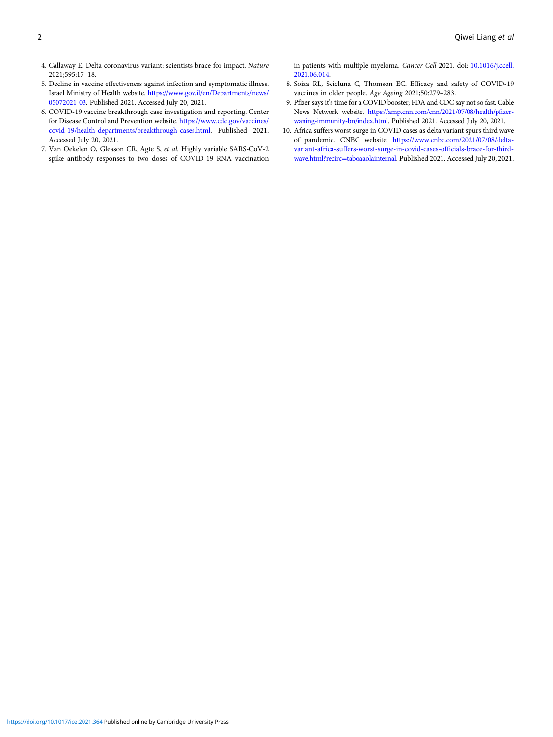4. Callaway E. Delta coronavirus variant: scientists brace for impact. *Nature* 2021;595:17–18.
5. Decline in vaccine effectiveness against infection and symptomatic illness. Israel Ministry of Health website. https://www.gov.il/en/Departments/news/05072021-03. Published 2021. Accessed July 20, 2021.
6. COVID-19 vaccine breakthrough case investigation and reporting. Center for Disease Control and Prevention website. https://www.cdc.gov/vaccines/covid-19/health-departments/breakthrough-cases.html. Published 2021. Accessed July 20, 2021.
7. Van Oekelen O, Gleason CR, Agte S, *et al.* Highly variable SARS-CoV-2 spike antibody responses to two doses of COVID-19 RNA vaccination in patients with multiple myeloma. *Cancer Cell* 2021. doi: 10.1016/j.ccell.2021.06.014.
8. Soiza RL, Scicluna C, Thomson EC. Efficacy and safety of COVID-19 vaccines in older people. *Age Ageing* 2021;50:279–283.
9. Pfizer says it's time for a COVID booster; FDA and CDC say not so fast. Cable News Network website. https://amp.cnn.com/cnn/2021/07/08/health/pfizer-waning-immunity-bn/index.html. Published 2021. Accessed July 20, 2021.
10. Africa suffers worst surge in COVID cases as delta variant spurs third wave of pandemic. CNBC website. https://www.cnbc.com/2021/07/08/delta-variant-africa-suffers-worst-surge-in-covid-cases-officials-brace-for-third-wave.html?recirc=taboaaolainternal. Published 2021. Accessed July 20, 2021.